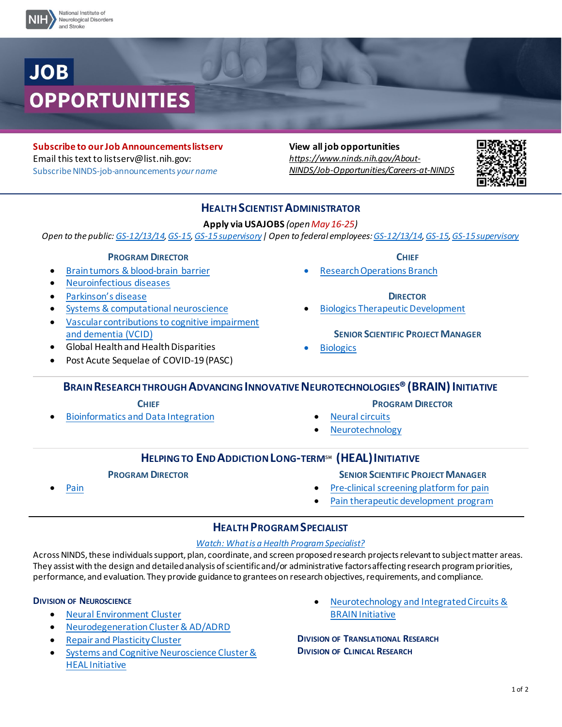National Institute of Neurological Disorders and Stroke

# JOB OPPORTUNITIES

**Subscribe to our Job Announcements listserv**
Email this text to listserv@list.nih.gov:
Subscribe NINDS-job-announcements *your name*

**View all job opportunities**
*https://www.ninds.nih.gov/About-NINDS/Job-Opportunities/Careers-at-NINDS*

## Health Scientist Administrator

**Apply via USAJOBS** *(open May 16-25)*

*Open to the public: GS-12/13/14, GS-15, GS-15 supervisory | Open to federal employees: GS-12/13/14, GS-15, GS-15 supervisory*

### Program Director

- Brain tumors & blood-brain barrier
- Neuroinfectious diseases
- Parkinson's disease
- Systems & computational neuroscience
- Vascular contributions to cognitive impairment and dementia (VCID)
- Global Health and Health Disparities
- Post Acute Sequelae of COVID-19 (PASC)

### Chief

- Research Operations Branch

### Director

- Biologics Therapeutic Development

### Senior Scientific Project Manager

- Biologics

## Brain Research through Advancing Innovative Neurotechnologies® (BRAIN) Initiative

### Chief

- Bioinformatics and Data Integration

### Program Director

- Neural circuits
- Neurotechnology

## Helping to End Addiction Long-term℠ (HEAL) Initiative

### Program Director

- Pain

### Senior Scientific Project Manager

- Pre-clinical screening platform for pain
- Pain therapeutic development program

## Health Program Specialist

*Watch: What is a Health Program Specialist?*

Across NINDS, these individuals support, plan, coordinate, and screen proposed research projects relevant to subject matter areas. They assist with the design and detailed analysis of scientific and/or administrative factors affecting research program priorities, performance, and evaluation. They provide guidance to grantees on research objectives, requirements, and compliance.

### Division of Neuroscience

- Neural Environment Cluster
- Neurodegeneration Cluster & AD/ADRD
- Repair and Plasticity Cluster
- Systems and Cognitive Neuroscience Cluster & HEAL Initiative
- Neurotechnology and Integrated Circuits & BRAIN Initiative

### Division of Translational Research

### Division of Clinical Research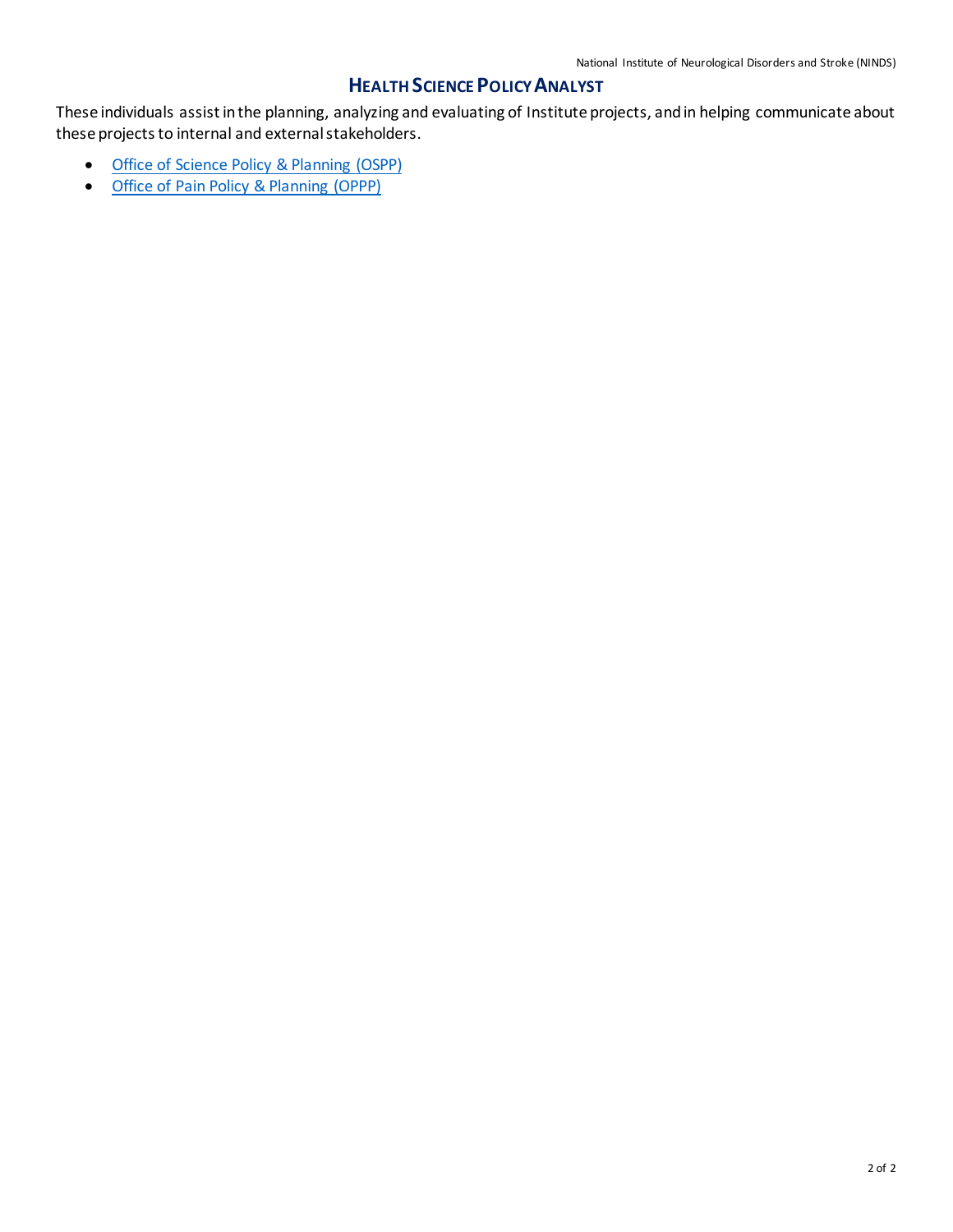## HEALTH SCIENCE POLICY ANALYST

These individuals assist in the planning, analyzing and evaluating of Institute projects, and in helping communicate about these projects to internal and external stakeholders.

- Office of Science Policy & Planning (OSPP)
- Office of Pain Policy & Planning (OPPP)